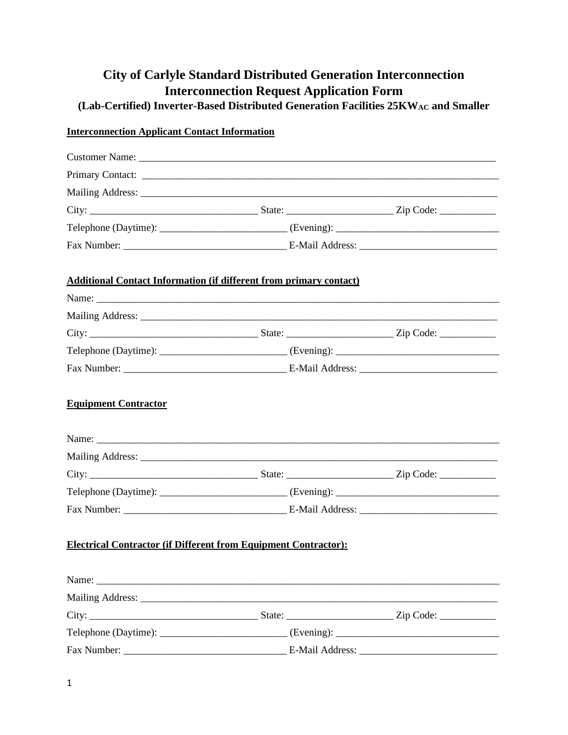# City of Carlyle Standard Distributed Generation Interconnection
# Interconnection Request Application Form
### (Lab-Certified) Inverter-Based Distributed Generation Facilities 25KW$_{AC}$ and Smaller

**Interconnection Applicant Contact Information**

Customer Name: ___________________________________________________________________

Primary Contact: ___________________________________________________________________

Mailing Address: ___________________________________________________________________

City: ________________________________ State: ____________________ Zip Code: __________

Telephone (Daytime): ________________________ (Evening): ______________________________

Fax Number: ______________________________ E-Mail Address: _________________________

**Additional Contact Information (if different from primary contact)**

Name: _________________________________________________________________________

Mailing Address: ___________________________________________________________________

City: ________________________________ State: ____________________ Zip Code: __________

Telephone (Daytime): ________________________ (Evening): ______________________________

Fax Number: ______________________________ E-Mail Address: _________________________

**Equipment Contractor**

Name: _________________________________________________________________________

Mailing Address: ___________________________________________________________________

City: ________________________________ State: ____________________ Zip Code: __________

Telephone (Daytime): ________________________ (Evening): ______________________________

Fax Number: ______________________________ E-Mail Address: _________________________

**Electrical Contractor (if Different from Equipment Contractor):**

Name: _________________________________________________________________________

Mailing Address: ___________________________________________________________________

City: ________________________________ State: ____________________ Zip Code: __________

Telephone (Daytime): ________________________ (Evening): ______________________________

Fax Number: ______________________________ E-Mail Address: _________________________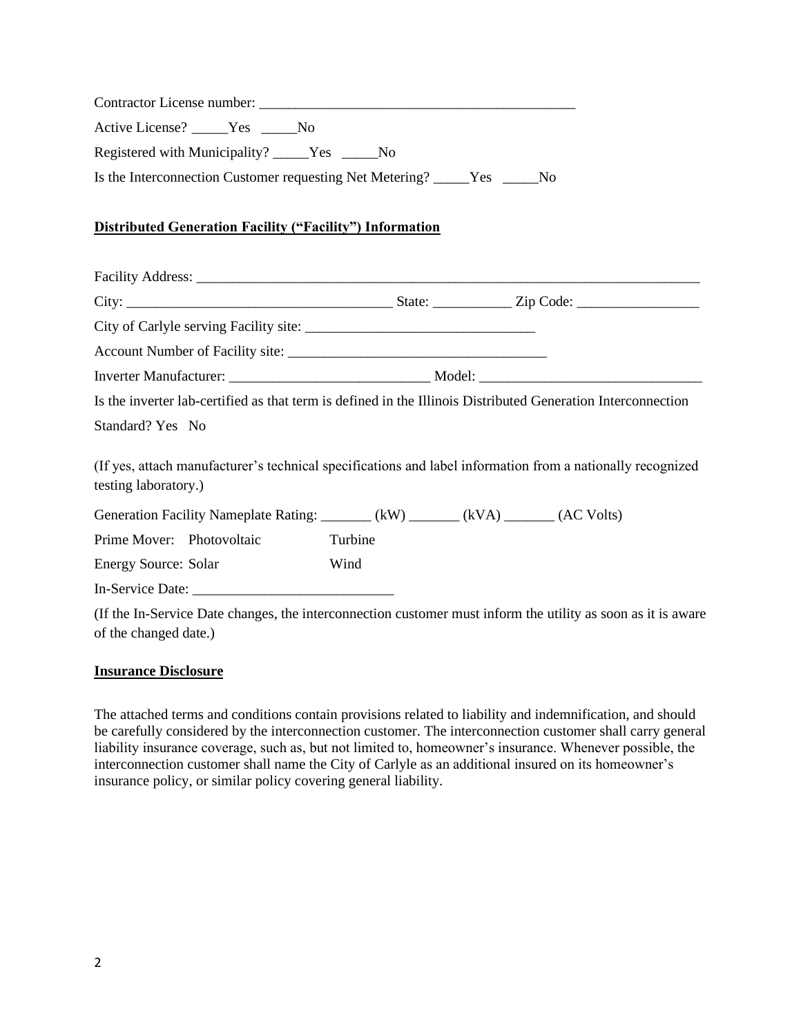Contractor License number: _____________________________________________

Active License? _____Yes _____No

Registered with Municipality? _____Yes _____No

Is the Interconnection Customer requesting Net Metering? _____Yes _____No

**Distributed Generation Facility ("Facility") Information**

Facility Address: ___________________________________________________________________________

City: _____________________________________ State: ___________ Zip Code: _________________

City of Carlyle serving Facility site: ________________________________

Account Number of Facility site: ____________________________________

Inverter Manufacturer: ____________________________ Model: _______________________________

Is the inverter lab-certified as that term is defined in the Illinois Distributed Generation Interconnection Standard? Yes No

(If yes, attach manufacturer's technical specifications and label information from a nationally recognized testing laboratory.)

Generation Facility Nameplate Rating: _______ (kW) _______ (kVA) _______ (AC Volts)

Prime Mover: Photovoltaic Turbine

Energy Source: Solar Wind

In-Service Date: ___________________________

(If the In-Service Date changes, the interconnection customer must inform the utility as soon as it is aware of the changed date.)

**Insurance Disclosure**

The attached terms and conditions contain provisions related to liability and indemnification, and should be carefully considered by the interconnection customer. The interconnection customer shall carry general liability insurance coverage, such as, but not limited to, homeowner's insurance. Whenever possible, the interconnection customer shall name the City of Carlyle as an additional insured on its homeowner's insurance policy, or similar policy covering general liability.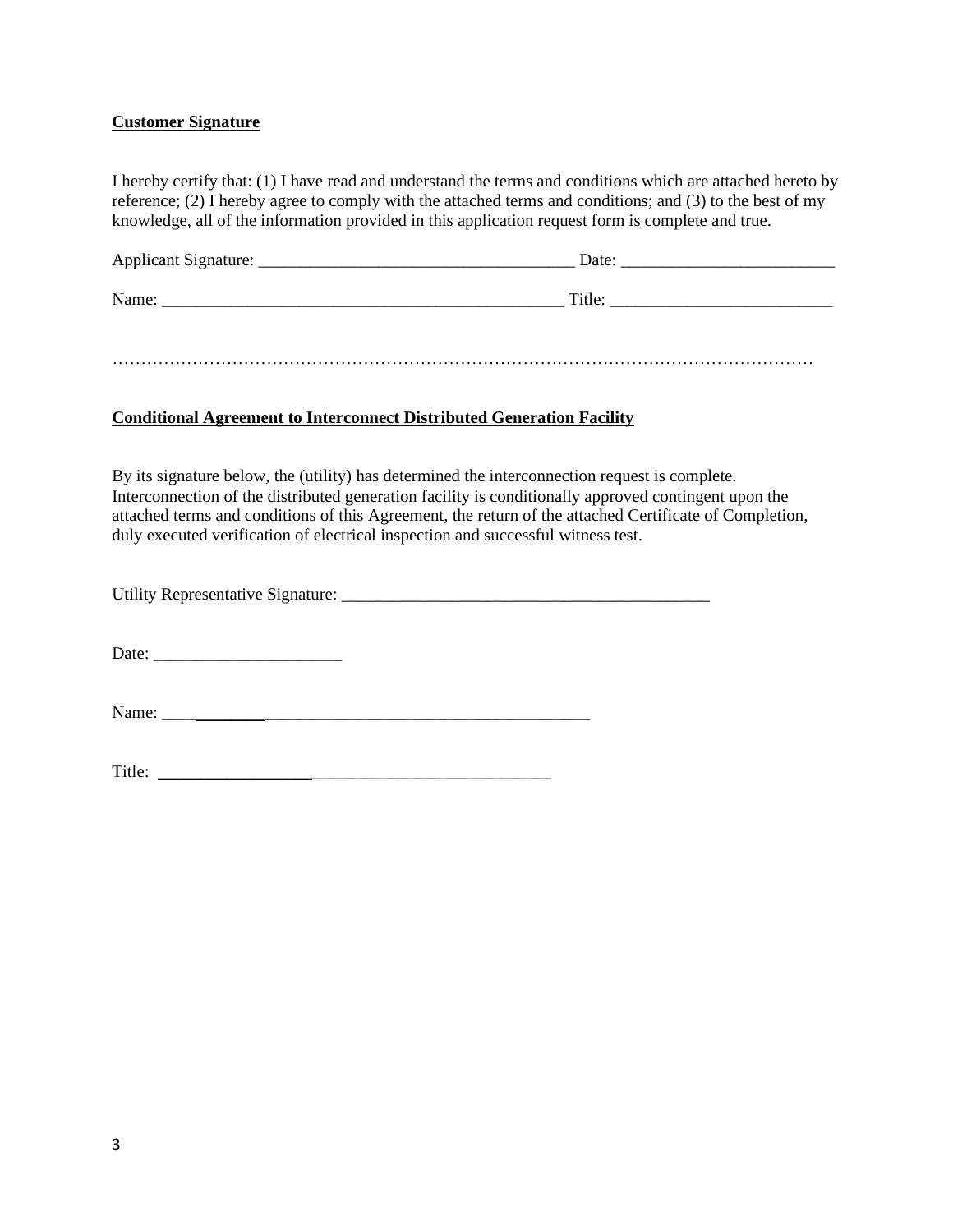**Customer Signature**

I hereby certify that: (1) I have read and understand the terms and conditions which are attached hereto by reference; (2) I hereby agree to comply with the attached terms and conditions; and (3) to the best of my knowledge, all of the information provided in this application request form is complete and true.

Applicant Signature: ____________________________________ Date: ________________________

Name: ______________________________________________ Title: _________________________

…………………………………………………………………………………………………………

**Conditional Agreement to Interconnect Distributed Generation Facility**

By its signature below, the (utility) has determined the interconnection request is complete. Interconnection of the distributed generation facility is conditionally approved contingent upon the attached terms and conditions of this Agreement, the return of the attached Certificate of Completion, duly executed verification of electrical inspection and successful witness test.

Utility Representative Signature: __________________________________________

Date: _____________________

Name: _________________________________________________

Title: _________________________________________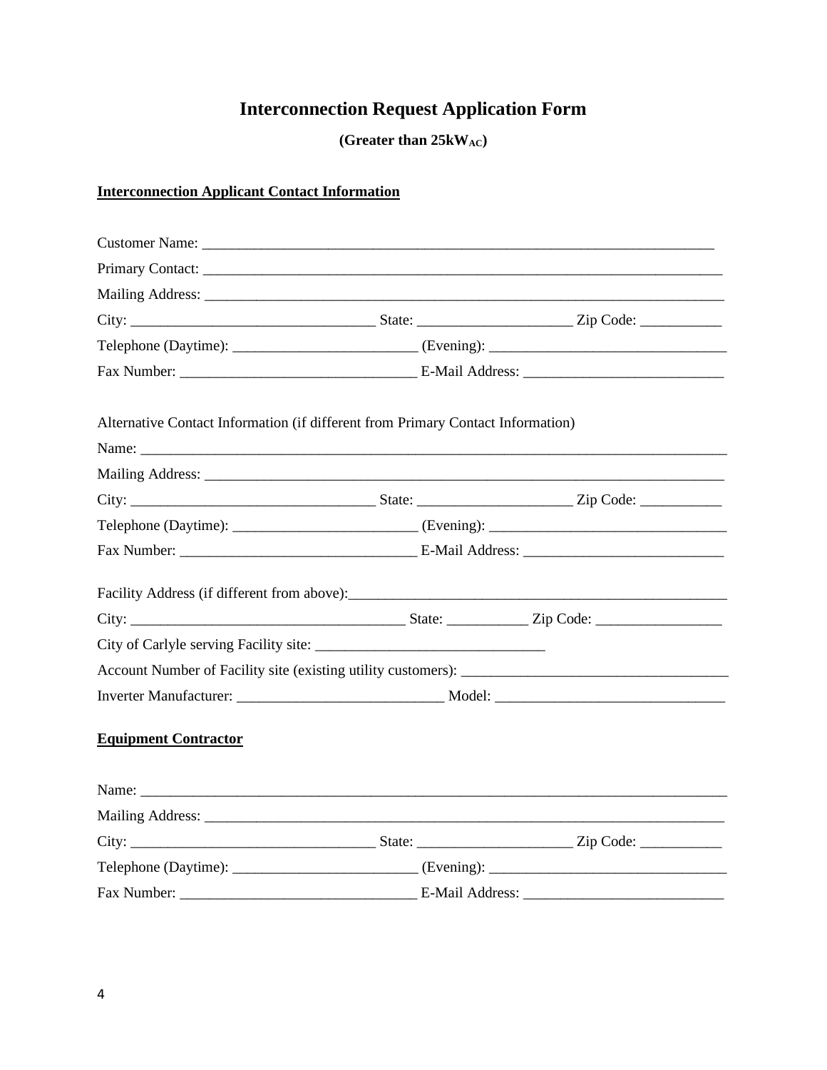# Interconnection Request Application Form

**(Greater than $25kW_{AC}$)**

**Interconnection Applicant Contact Information**

Customer Name: ___________________________________________________________________________

Primary Contact: ___________________________________________________________________________

Mailing Address: ___________________________________________________________________________

City: ___________________________________ State: _____________________ Zip Code: ___________

Telephone (Daytime): _________________________ (Evening): ________________________________

Fax Number: _______________________________ E-Mail Address: ___________________________

Alternative Contact Information (if different from Primary Contact Information)

Name: _________________________________________________________________________________

Mailing Address: ___________________________________________________________________________

City: ___________________________________ State: _____________________ Zip Code: ___________

Telephone (Daytime): _________________________ (Evening): ________________________________

Fax Number: _______________________________ E-Mail Address: ___________________________

Facility Address (if different from above):_____________________________________________________

City: _____________________________________ State: ___________ Zip Code: _________________

City of Carlyle serving Facility site: _______________________________

Account Number of Facility site (existing utility customers): ___________________________________

Inverter Manufacturer: ___________________________ Model: ______________________________

**Equipment Contractor**

Name: _________________________________________________________________________________

Mailing Address: ___________________________________________________________________________

City: ___________________________________ State: _____________________ Zip Code: ___________

Telephone (Daytime): _________________________ (Evening): ________________________________

Fax Number: _______________________________ E-Mail Address: ___________________________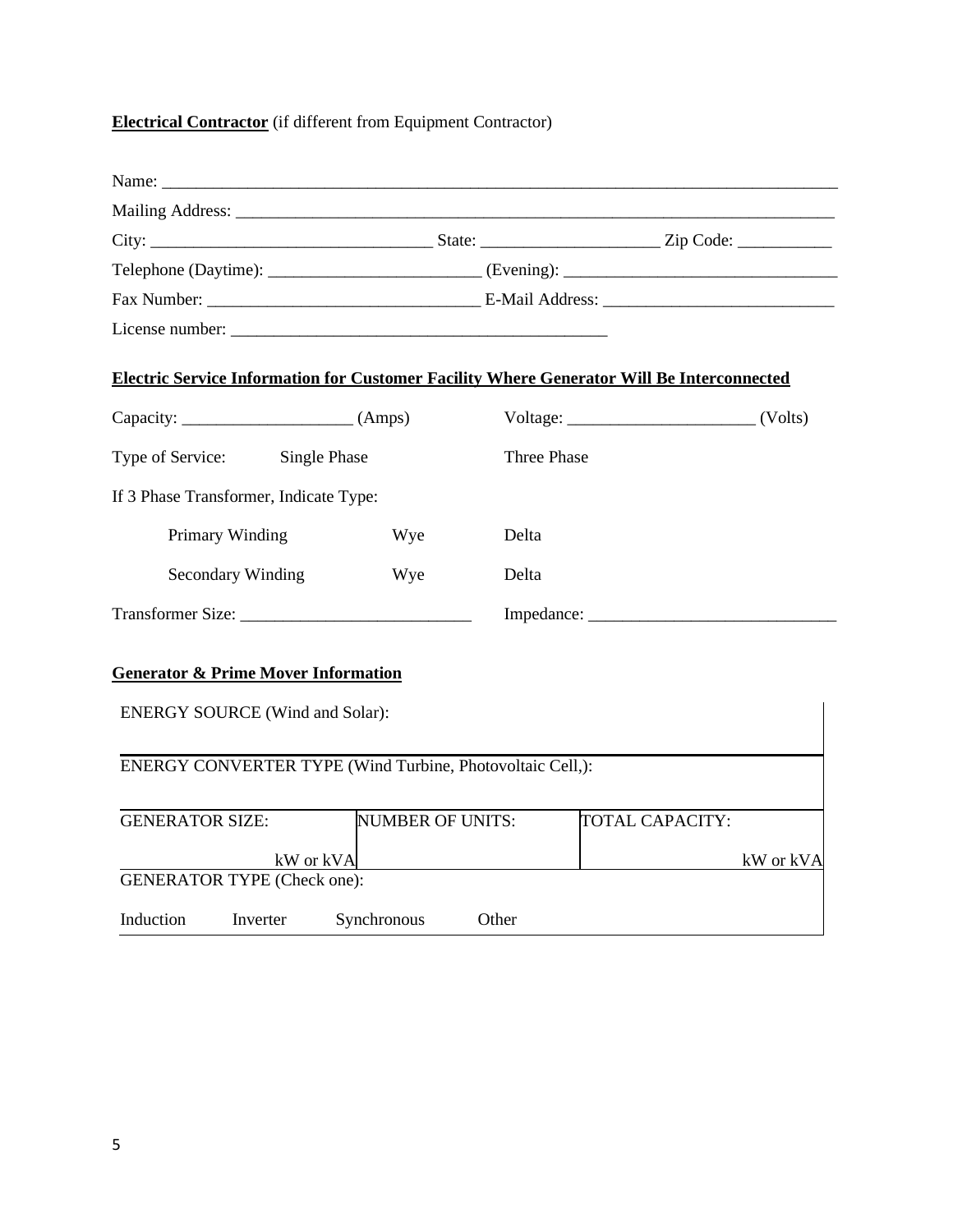**Electrical Contractor** (if different from Equipment Contractor)

Name: ___________________________________________________________________________

Mailing Address: _____________________________________________________________________

City: ________________________________ State: ____________________ Zip Code: __________

Telephone (Daytime): ________________________ (Evening): _______________________________

Fax Number: ______________________________ E-Mail Address: __________________________

License number: ____________________________________________

**Electric Service Information for Customer Facility Where Generator Will Be Interconnected**

Capacity: ___________________ (Amps)    Voltage: _____________________ (Volts)

Type of Service:    Single Phase    Three Phase

If 3 Phase Transformer, Indicate Type:

Primary Winding    Wye    Delta

Secondary Winding    Wye    Delta

Transformer Size: __________________________    Impedance: ____________________________

**Generator & Prime Mover Information**

| ENERGY SOURCE (Wind and Solar): | | |
|---|---|---|
| ENERGY CONVERTER TYPE (Wind Turbine, Photovoltaic Cell,): | | |
| GENERATOR SIZE: kW or kVA | NUMBER OF UNITS: | TOTAL CAPACITY: kW or kVA |
| GENERATOR TYPE (Check one): Induction Inverter Synchronous Other | | |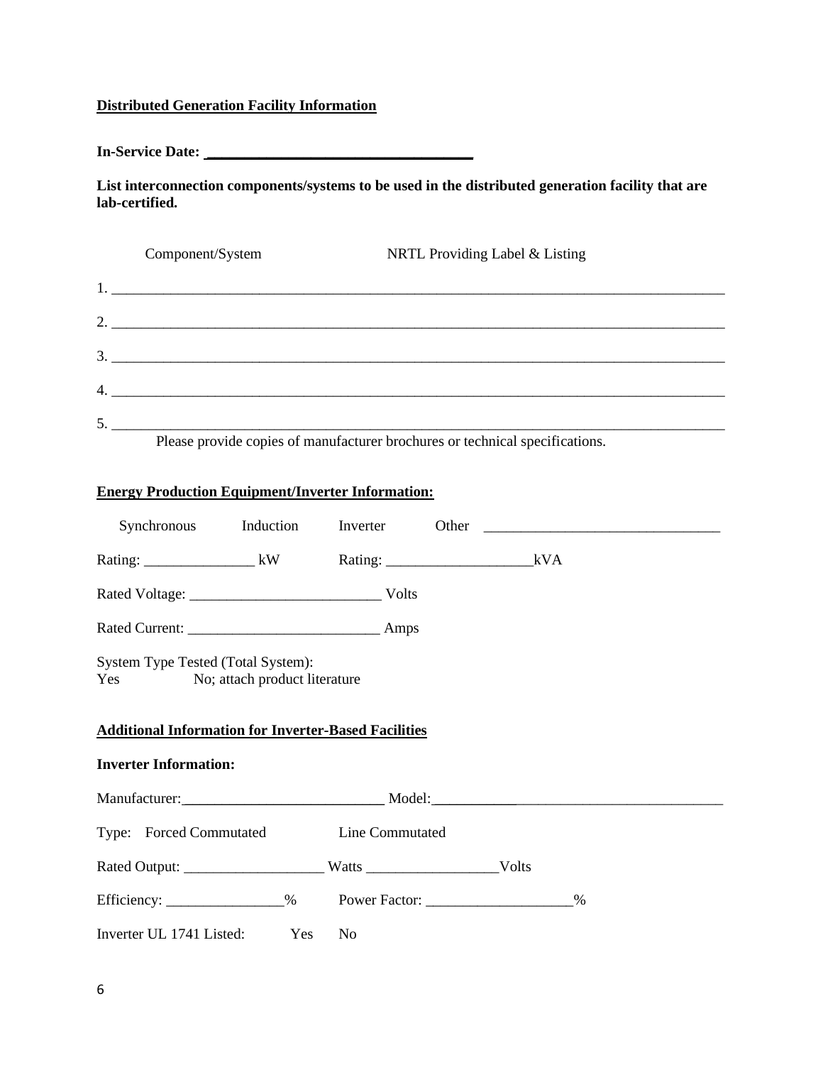**Distributed Generation Facility Information**

**In-Service Date: ___________________________________**

**List interconnection components/systems to be used in the distributed generation facility that are lab-certified.**

Component/System NRTL Providing Label & Listing

1. ________________________________________________________________________________

2. ________________________________________________________________________________

3. ________________________________________________________________________________

4. ________________________________________________________________________________

5. ________________________________________________________________________________

Please provide copies of manufacturer brochures or technical specifications.

**Energy Production Equipment/Inverter Information:**

Synchronous Induction Inverter Other ________________________________

Rating: _______________ kW Rating: ____________________kVA

Rated Voltage: __________________________ Volts

Rated Current: __________________________ Amps

System Type Tested (Total System):
Yes No; attach product literature

**Additional Information for Inverter-Based Facilities**

**Inverter Information:**

Manufacturer:___________________________ Model:_______________________________________

Type: Forced Commutated Line Commutated

Rated Output: ___________________ Watts __________________Volts

Efficiency: ________________% Power Factor: ____________________%

Inverter UL 1741 Listed: Yes No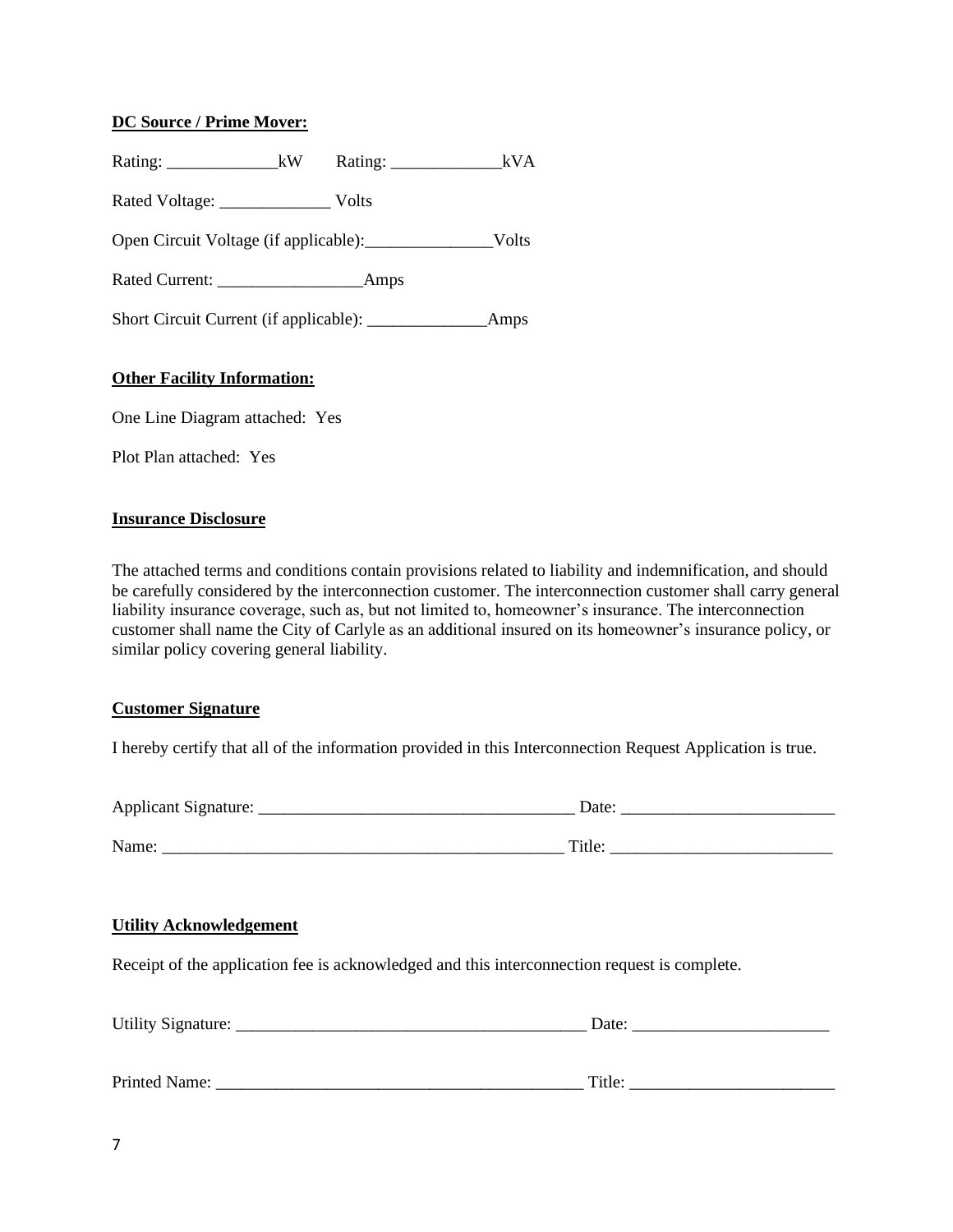**DC Source / Prime Mover:**

Rating: _____________kW  Rating: _____________kVA

Rated Voltage: _____________ Volts

Open Circuit Voltage (if applicable):_______________Volts

Rated Current: _________________Amps

Short Circuit Current (if applicable): ______________Amps

**Other Facility Information:**

One Line Diagram attached: Yes

Plot Plan attached: Yes

**Insurance Disclosure**

The attached terms and conditions contain provisions related to liability and indemnification, and should be carefully considered by the interconnection customer. The interconnection customer shall carry general liability insurance coverage, such as, but not limited to, homeowner's insurance. The interconnection customer shall name the City of Carlyle as an additional insured on its homeowner's insurance policy, or similar policy covering general liability.

**Customer Signature**

I hereby certify that all of the information provided in this Interconnection Request Application is true.

Applicant Signature: _____________________________________ Date: ________________________

Name: ________________________________________________ Title: _________________________

**Utility Acknowledgement**

Receipt of the application fee is acknowledged and this interconnection request is complete.

Utility Signature: _________________________________________ Date: _______________________

Printed Name: ___________________________________________ Title: _______________________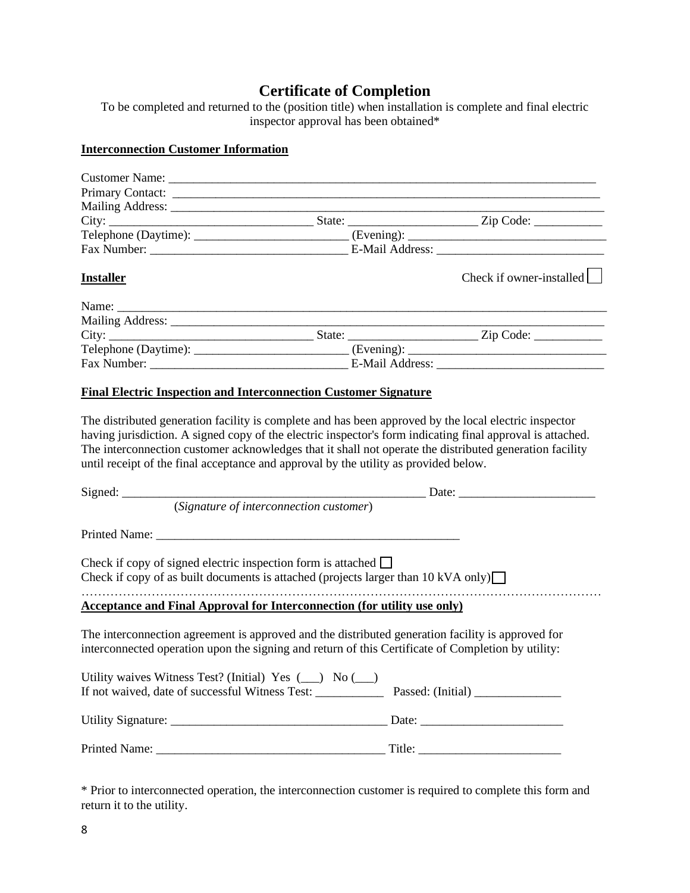# Certificate of Completion

To be completed and returned to the (position title) when installation is complete and final electric inspector approval has been obtained*

**Interconnection Customer Information**

Customer Name: ___________________________________________________________________

Primary Contact: __________________________________________________________________

Mailing Address: __________________________________________________________________

City: _________________________________ State: ____________________ Zip Code: ___________

Telephone (Daytime): ________________________ (Evening): _______________________________

Fax Number: _______________________________ E-Mail Address: ___________________________

**Installer** Check if owner-installed ☐

Name: ________________________________________________________________________

Mailing Address: __________________________________________________________________

City: _________________________________ State: ____________________ Zip Code: ___________

Telephone (Daytime): ________________________ (Evening): _______________________________

Fax Number: _______________________________ E-Mail Address: ___________________________

**Final Electric Inspection and Interconnection Customer Signature**

The distributed generation facility is complete and has been approved by the local electric inspector having jurisdiction. A signed copy of the electric inspector's form indicating final approval is attached. The interconnection customer acknowledges that it shall not operate the distributed generation facility until receipt of the final acceptance and approval by the utility as provided below.

Signed: __________________________________________________ Date: ______________________

(*Signature of interconnection customer*)

Printed Name: _________________________________________________

Check if copy of signed electric inspection form is attached ☐

Check if copy of as built documents is attached (projects larger than 10 kVA only) ☐

……………………………………………………………………………………………………………

**Acceptance and Final Approval for Interconnection (for utility use only)**

The interconnection agreement is approved and the distributed generation facility is approved for interconnected operation upon the signing and return of this Certificate of Completion by utility:

Utility waives Witness Test? (Initial) Yes (___) No (___)

If not waived, date of successful Witness Test: ___________ Passed: (Initial) ______________

Utility Signature: __________________________________ Date: _______________________

Printed Name: ____________________________________ Title: _______________________

* Prior to interconnected operation, the interconnection customer is required to complete this form and return it to the utility.